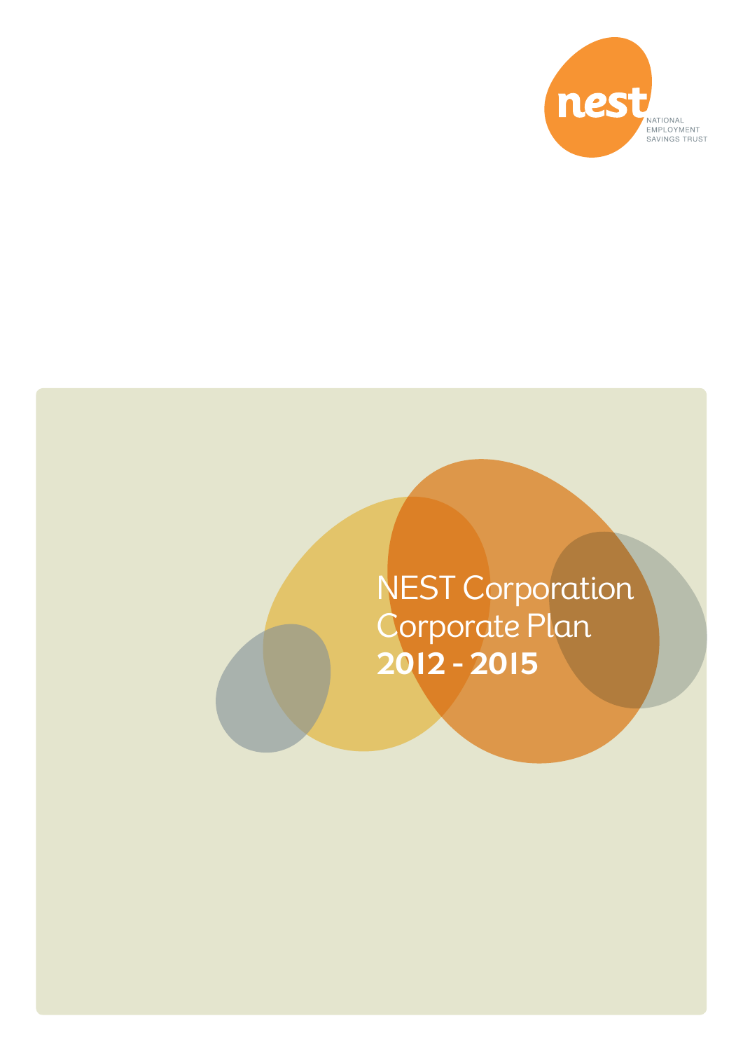nest

NATIONAL EMPLOYMENT SAVINGS TRUST

# NEST Corporation Corporate Plan **2012 - 2015**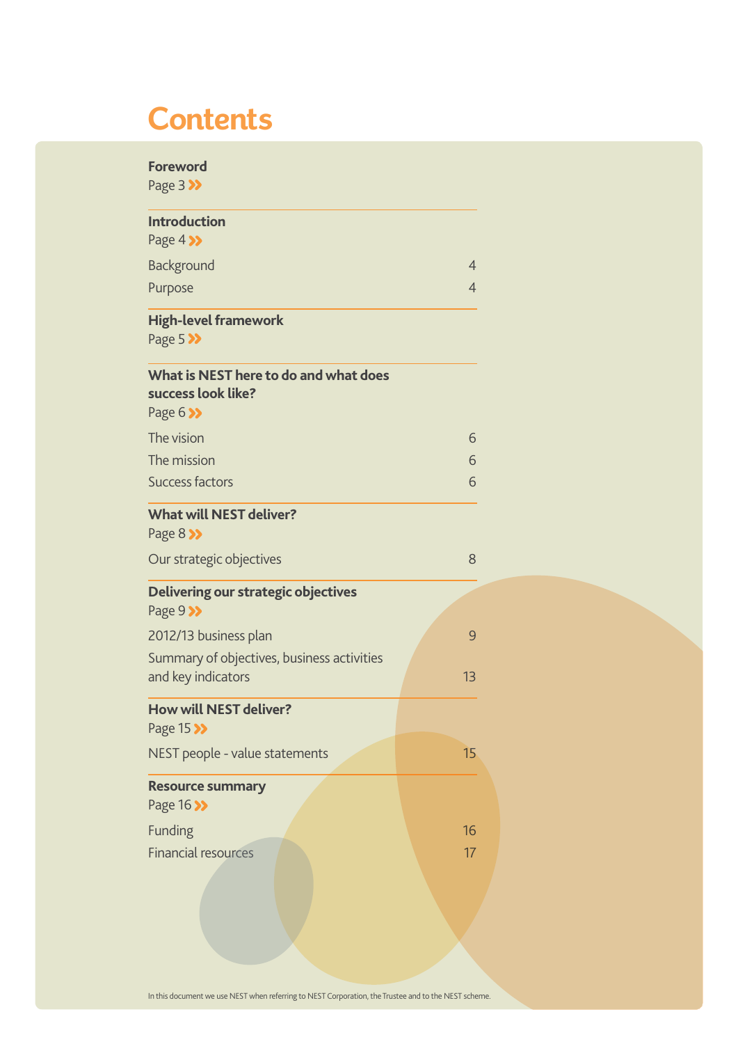# Contents

**Foreword**
Page 3 »

**Introduction**
Page 4 »

| | |
|---|---|
| Background | 4 |
| Purpose | 4 |

**High-level framework**
Page 5 »

**What is NEST here to do and what does success look like?**
Page 6 »

| | |
|---|---|
| The vision | 6 |
| The mission | 6 |
| Success factors | 6 |

**What will NEST deliver?**
Page 8 »

| | |
|---|---|
| Our strategic objectives | 8 |

**Delivering our strategic objectives**
Page 9 »

| | |
|---|---|
| 2012/13 business plan | 9 |
| Summary of objectives, business activities and key indicators | 13 |

**How will NEST deliver?**
Page 15 »

| | |
|---|---|
| NEST people - value statements | 15 |

**Resource summary**
Page 16 »

| | |
|---|---|
| Funding | 16 |
| Financial resources | 17 |

In this document we use NEST when referring to NEST Corporation, the Trustee and to the NEST scheme.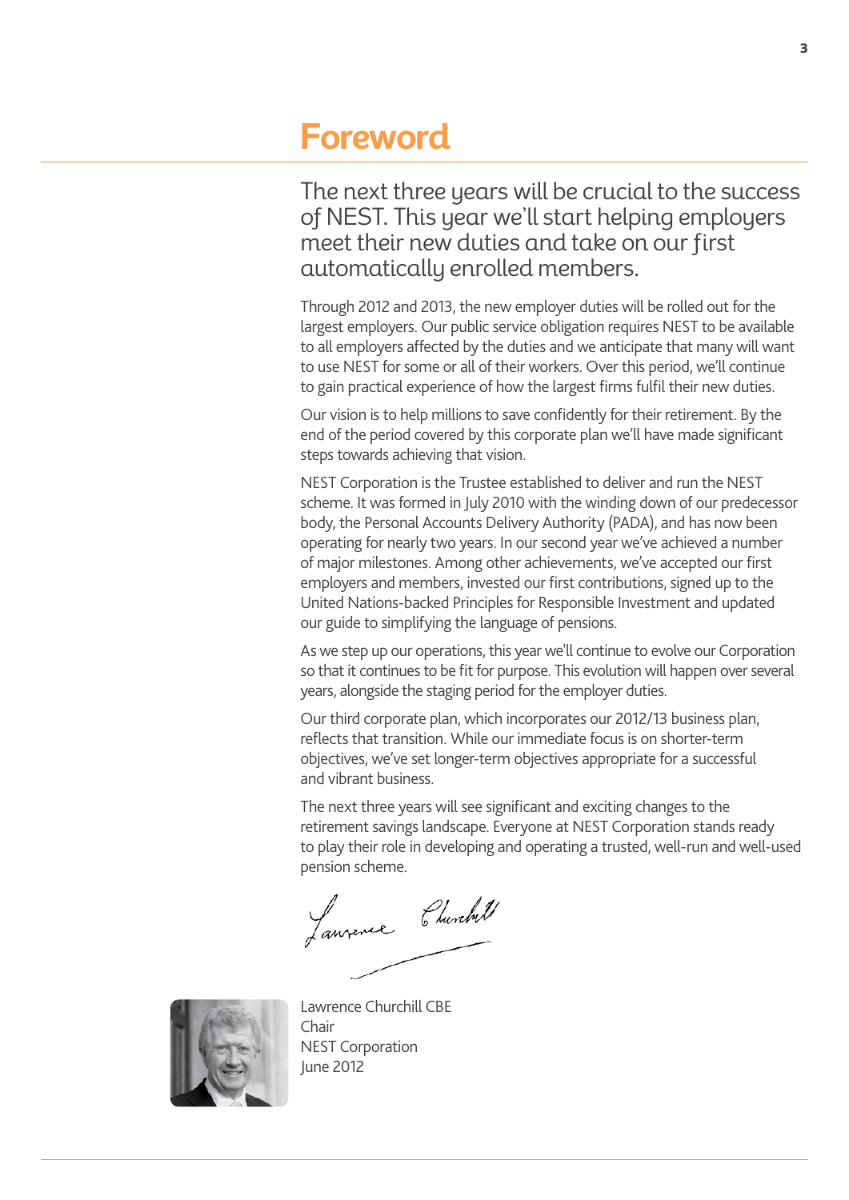# Foreword

The next three years will be crucial to the success of NEST. This year we'll start helping employers meet their new duties and take on our first automatically enrolled members.

Through 2012 and 2013, the new employer duties will be rolled out for the largest employers. Our public service obligation requires NEST to be available to all employers affected by the duties and we anticipate that many will want to use NEST for some or all of their workers. Over this period, we'll continue to gain practical experience of how the largest firms fulfil their new duties.

Our vision is to help millions to save confidently for their retirement. By the end of the period covered by this corporate plan we'll have made significant steps towards achieving that vision.

NEST Corporation is the Trustee established to deliver and run the NEST scheme. It was formed in July 2010 with the winding down of our predecessor body, the Personal Accounts Delivery Authority (PADA), and has now been operating for nearly two years. In our second year we've achieved a number of major milestones. Among other achievements, we've accepted our first employers and members, invested our first contributions, signed up to the United Nations-backed Principles for Responsible Investment and updated our guide to simplifying the language of pensions.

As we step up our operations, this year we'll continue to evolve our Corporation so that it continues to be fit for purpose. This evolution will happen over several years, alongside the staging period for the employer duties.

Our third corporate plan, which incorporates our 2012/13 business plan, reflects that transition. While our immediate focus is on shorter-term objectives, we've set longer-term objectives appropriate for a successful and vibrant business.

The next three years will see significant and exciting changes to the retirement savings landscape. Everyone at NEST Corporation stands ready to play their role in developing and operating a trusted, well-run and well-used pension scheme.

Lawrence Churchill CBE
Chair
NEST Corporation
June 2012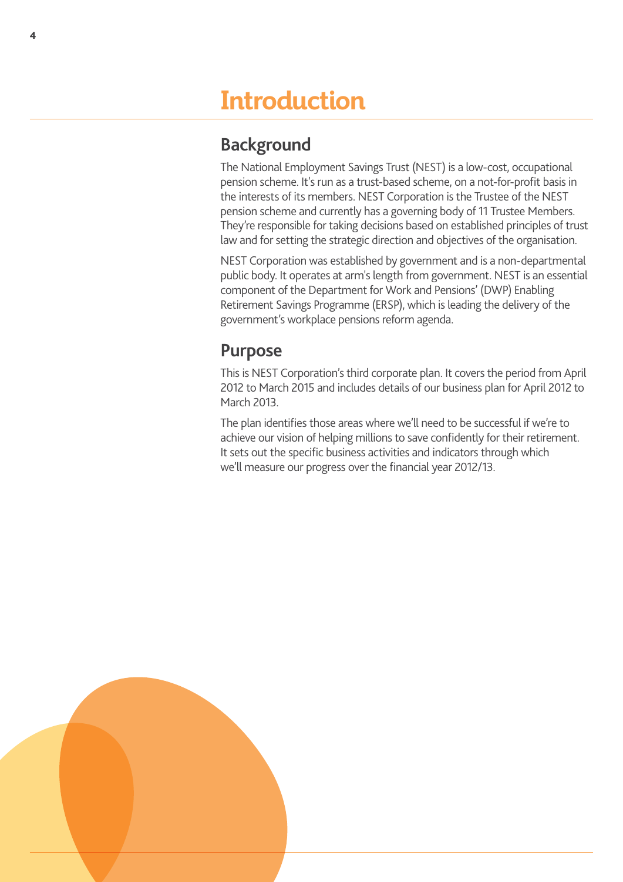# Introduction

## Background

The National Employment Savings Trust (NEST) is a low-cost, occupational pension scheme. It's run as a trust-based scheme, on a not-for-profit basis in the interests of its members. NEST Corporation is the Trustee of the NEST pension scheme and currently has a governing body of 11 Trustee Members. They're responsible for taking decisions based on established principles of trust law and for setting the strategic direction and objectives of the organisation.

NEST Corporation was established by government and is a non-departmental public body. It operates at arm's length from government. NEST is an essential component of the Department for Work and Pensions' (DWP) Enabling Retirement Savings Programme (ERSP), which is leading the delivery of the government's workplace pensions reform agenda.

## Purpose

This is NEST Corporation's third corporate plan. It covers the period from April 2012 to March 2015 and includes details of our business plan for April 2012 to March 2013.

The plan identifies those areas where we'll need to be successful if we're to achieve our vision of helping millions to save confidently for their retirement. It sets out the specific business activities and indicators through which we'll measure our progress over the financial year 2012/13.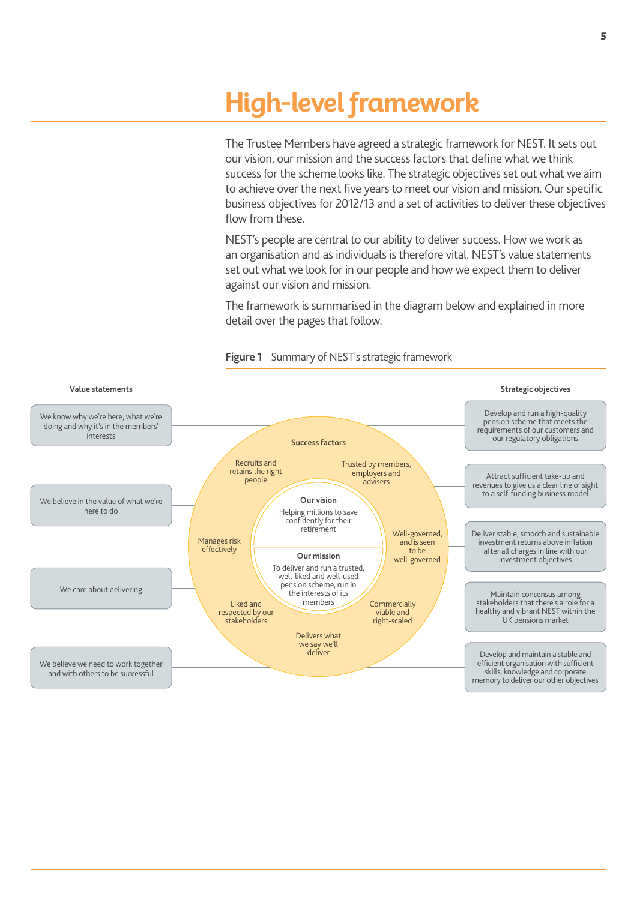# High-level framework

The Trustee Members have agreed a strategic framework for NEST. It sets out our vision, our mission and the success factors that define what we think success for the scheme looks like. The strategic objectives set out what we aim to achieve over the next five years to meet our vision and mission. Our specific business objectives for 2012/13 and a set of activities to deliver these objectives flow from these.

NEST's people are central to our ability to deliver success. How we work as an organisation and as individuals is therefore vital. NEST's value statements set out what we look for in our people and how we expect them to deliver against our vision and mission.

The framework is summarised in the diagram below and explained in more detail over the pages that follow.

**Figure 1** Summary of NEST's strategic framework

**Value statements**

- We know why we're here, what we're doing and why it's in the members' interests
- We believe in the value of what we're here to do
- We care about delivering
- We believe we need to work together and with others to be successful

**Success factors**

- Recruits and retains the right people
- Trusted by members, employers and advisers
- Well-governed, and is seen to be well-governed
- Commercially viable and right-scaled
- Delivers what we say we'll deliver
- Liked and respected by our stakeholders
- Manages risk effectively

**Our vision**

Helping millions to save confidently for their retirement

**Our mission**

To deliver and run a trusted, well-liked and well-used pension scheme, run in the interests of its members

**Strategic objectives**

- Develop and run a high-quality pension scheme that meets the requirements of our customers and our regulatory obligations
- Attract sufficient take-up and revenues to give us a clear line of sight to a self-funding business model
- Deliver stable, smooth and sustainable investment returns above inflation after all charges in line with our investment objectives
- Maintain consensus among stakeholders that there's a role for a healthy and vibrant NEST within the UK pensions market
- Develop and maintain a stable and efficient organisation with sufficient skills, knowledge and corporate memory to deliver our other objectives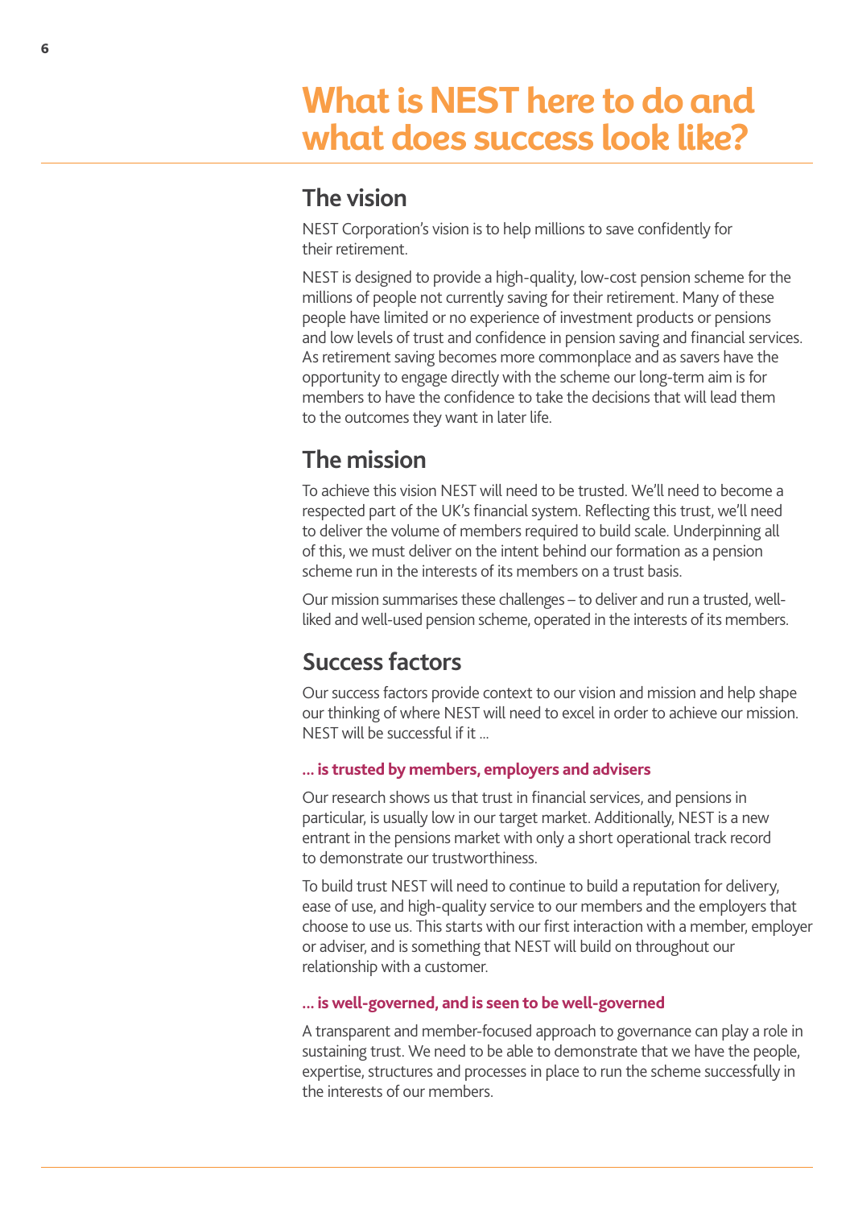# What is NEST here to do and what does success look like?

## The vision

NEST Corporation's vision is to help millions to save confidently for their retirement.

NEST is designed to provide a high-quality, low-cost pension scheme for the millions of people not currently saving for their retirement. Many of these people have limited or no experience of investment products or pensions and low levels of trust and confidence in pension saving and financial services. As retirement saving becomes more commonplace and as savers have the opportunity to engage directly with the scheme our long-term aim is for members to have the confidence to take the decisions that will lead them to the outcomes they want in later life.

## The mission

To achieve this vision NEST will need to be trusted. We'll need to become a respected part of the UK's financial system. Reflecting this trust, we'll need to deliver the volume of members required to build scale. Underpinning all of this, we must deliver on the intent behind our formation as a pension scheme run in the interests of its members on a trust basis.

Our mission summarises these challenges – to deliver and run a trusted, well-liked and well-used pension scheme, operated in the interests of its members.

## Success factors

Our success factors provide context to our vision and mission and help shape our thinking of where NEST will need to excel in order to achieve our mission. NEST will be successful if it ...

#### ... is trusted by members, employers and advisers

Our research shows us that trust in financial services, and pensions in particular, is usually low in our target market. Additionally, NEST is a new entrant in the pensions market with only a short operational track record to demonstrate our trustworthiness.

To build trust NEST will need to continue to build a reputation for delivery, ease of use, and high-quality service to our members and the employers that choose to use us. This starts with our first interaction with a member, employer or adviser, and is something that NEST will build on throughout our relationship with a customer.

#### ... is well-governed, and is seen to be well-governed

A transparent and member-focused approach to governance can play a role in sustaining trust. We need to be able to demonstrate that we have the people, expertise, structures and processes in place to run the scheme successfully in the interests of our members.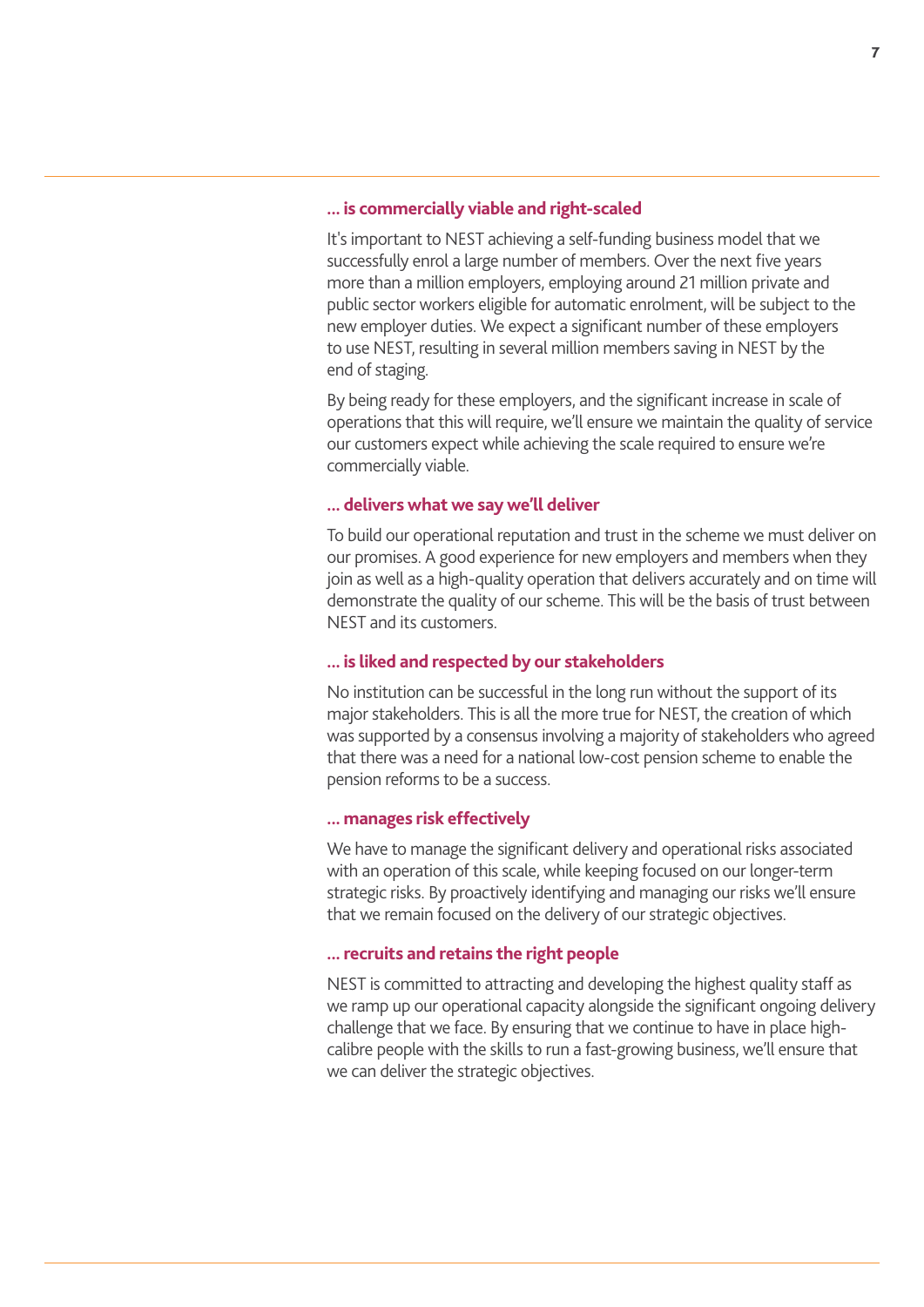### ... is commercially viable and right-scaled

It's important to NEST achieving a self-funding business model that we successfully enrol a large number of members. Over the next five years more than a million employers, employing around 21 million private and public sector workers eligible for automatic enrolment, will be subject to the new employer duties. We expect a significant number of these employers to use NEST, resulting in several million members saving in NEST by the end of staging.

By being ready for these employers, and the significant increase in scale of operations that this will require, we'll ensure we maintain the quality of service our customers expect while achieving the scale required to ensure we're commercially viable.

### ... delivers what we say we'll deliver

To build our operational reputation and trust in the scheme we must deliver on our promises. A good experience for new employers and members when they join as well as a high-quality operation that delivers accurately and on time will demonstrate the quality of our scheme. This will be the basis of trust between NEST and its customers.

### ... is liked and respected by our stakeholders

No institution can be successful in the long run without the support of its major stakeholders. This is all the more true for NEST, the creation of which was supported by a consensus involving a majority of stakeholders who agreed that there was a need for a national low-cost pension scheme to enable the pension reforms to be a success.

### ... manages risk effectively

We have to manage the significant delivery and operational risks associated with an operation of this scale, while keeping focused on our longer-term strategic risks. By proactively identifying and managing our risks we'll ensure that we remain focused on the delivery of our strategic objectives.

### ... recruits and retains the right people

NEST is committed to attracting and developing the highest quality staff as we ramp up our operational capacity alongside the significant ongoing delivery challenge that we face. By ensuring that we continue to have in place high-calibre people with the skills to run a fast-growing business, we'll ensure that we can deliver the strategic objectives.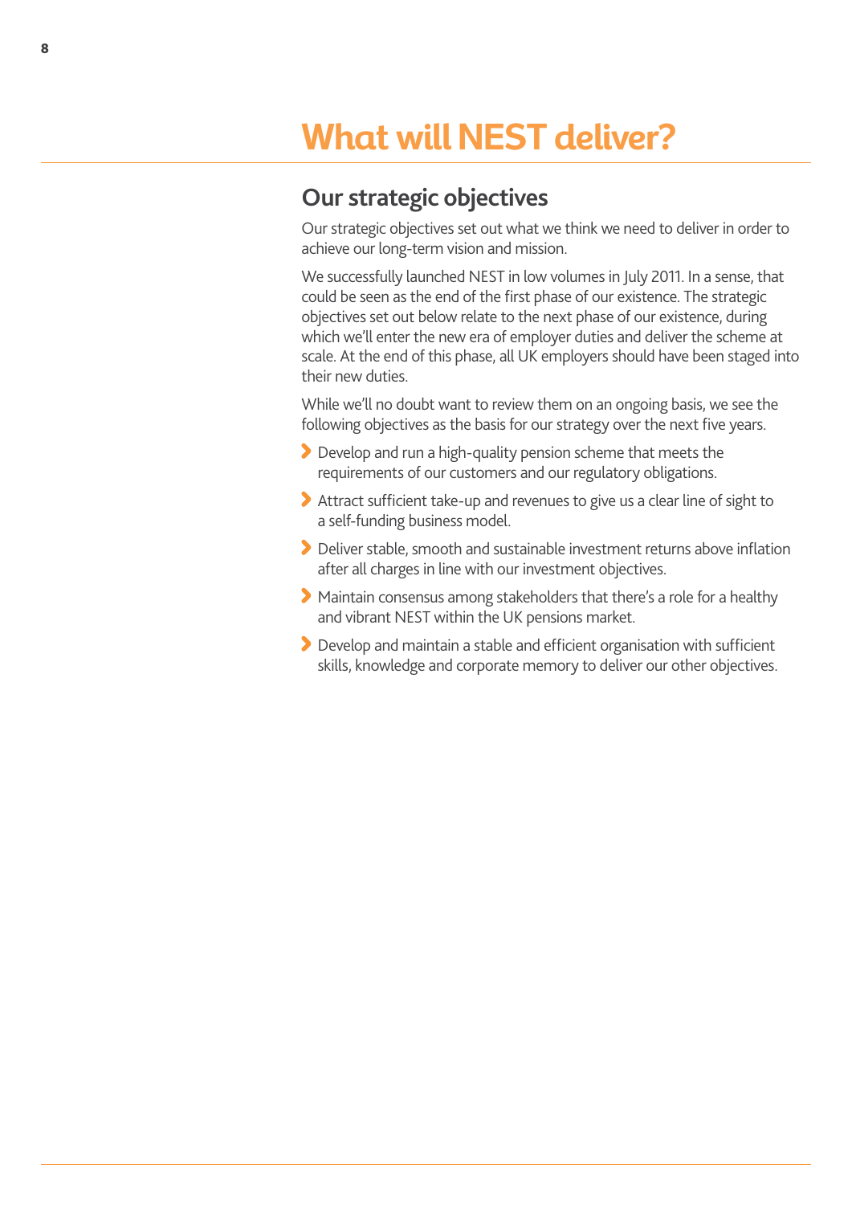# What will NEST deliver?

## Our strategic objectives

Our strategic objectives set out what we think we need to deliver in order to achieve our long-term vision and mission.

We successfully launched NEST in low volumes in July 2011. In a sense, that could be seen as the end of the first phase of our existence. The strategic objectives set out below relate to the next phase of our existence, during which we'll enter the new era of employer duties and deliver the scheme at scale. At the end of this phase, all UK employers should have been staged into their new duties.

While we'll no doubt want to review them on an ongoing basis, we see the following objectives as the basis for our strategy over the next five years.

- Develop and run a high-quality pension scheme that meets the requirements of our customers and our regulatory obligations.
- Attract sufficient take-up and revenues to give us a clear line of sight to a self-funding business model.
- Deliver stable, smooth and sustainable investment returns above inflation after all charges in line with our investment objectives.
- Maintain consensus among stakeholders that there's a role for a healthy and vibrant NEST within the UK pensions market.
- Develop and maintain a stable and efficient organisation with sufficient skills, knowledge and corporate memory to deliver our other objectives.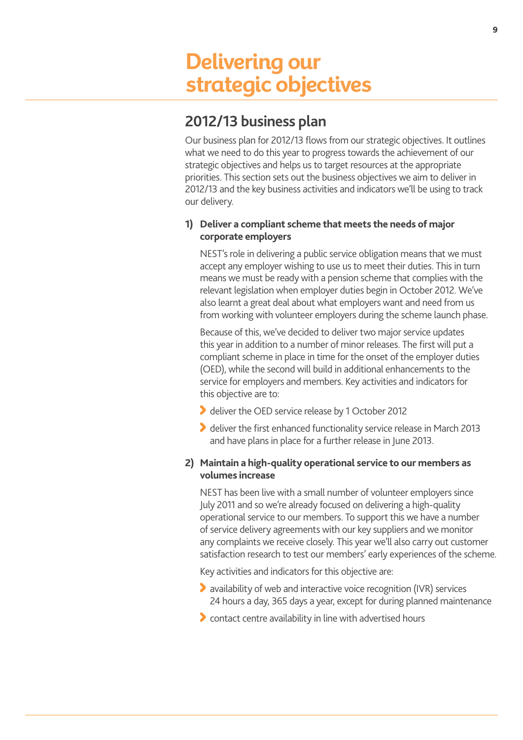# Delivering our strategic objectives

## 2012/13 business plan

Our business plan for 2012/13 flows from our strategic objectives. It outlines what we need to do this year to progress towards the achievement of our strategic objectives and helps us to target resources at the appropriate priorities. This section sets out the business objectives we aim to deliver in 2012/13 and the key business activities and indicators we'll be using to track our delivery.

**1) Deliver a compliant scheme that meets the needs of major corporate employers**

NEST's role in delivering a public service obligation means that we must accept any employer wishing to use us to meet their duties. This in turn means we must be ready with a pension scheme that complies with the relevant legislation when employer duties begin in October 2012. We've also learnt a great deal about what employers want and need from us from working with volunteer employers during the scheme launch phase.

Because of this, we've decided to deliver two major service updates this year in addition to a number of minor releases. The first will put a compliant scheme in place in time for the onset of the employer duties (OED), while the second will build in additional enhancements to the service for employers and members. Key activities and indicators for this objective are to:

- deliver the OED service release by 1 October 2012
- deliver the first enhanced functionality service release in March 2013 and have plans in place for a further release in June 2013.

**2) Maintain a high-quality operational service to our members as volumes increase**

NEST has been live with a small number of volunteer employers since July 2011 and so we're already focused on delivering a high-quality operational service to our members. To support this we have a number of service delivery agreements with our key suppliers and we monitor any complaints we receive closely. This year we'll also carry out customer satisfaction research to test our members' early experiences of the scheme.

Key activities and indicators for this objective are:

- availability of web and interactive voice recognition (IVR) services 24 hours a day, 365 days a year, except for during planned maintenance
- contact centre availability in line with advertised hours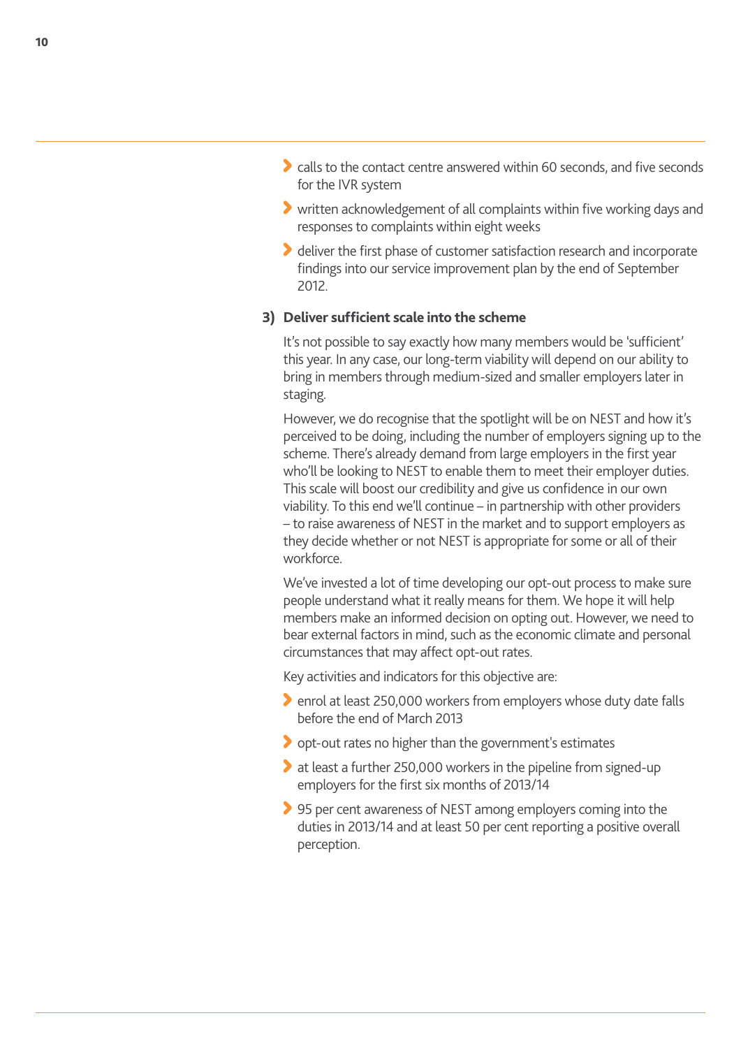- calls to the contact centre answered within 60 seconds, and five seconds for the IVR system
- written acknowledgement of all complaints within five working days and responses to complaints within eight weeks
- deliver the first phase of customer satisfaction research and incorporate findings into our service improvement plan by the end of September 2012.

### 3) Deliver sufficient scale into the scheme

It's not possible to say exactly how many members would be 'sufficient' this year. In any case, our long-term viability will depend on our ability to bring in members through medium-sized and smaller employers later in staging.

However, we do recognise that the spotlight will be on NEST and how it's perceived to be doing, including the number of employers signing up to the scheme. There's already demand from large employers in the first year who'll be looking to NEST to enable them to meet their employer duties. This scale will boost our credibility and give us confidence in our own viability. To this end we'll continue – in partnership with other providers – to raise awareness of NEST in the market and to support employers as they decide whether or not NEST is appropriate for some or all of their workforce.

We've invested a lot of time developing our opt-out process to make sure people understand what it really means for them. We hope it will help members make an informed decision on opting out. However, we need to bear external factors in mind, such as the economic climate and personal circumstances that may affect opt-out rates.

Key activities and indicators for this objective are:

- enrol at least 250,000 workers from employers whose duty date falls before the end of March 2013
- opt-out rates no higher than the government's estimates
- at least a further 250,000 workers in the pipeline from signed-up employers for the first six months of 2013/14
- 95 per cent awareness of NEST among employers coming into the duties in 2013/14 and at least 50 per cent reporting a positive overall perception.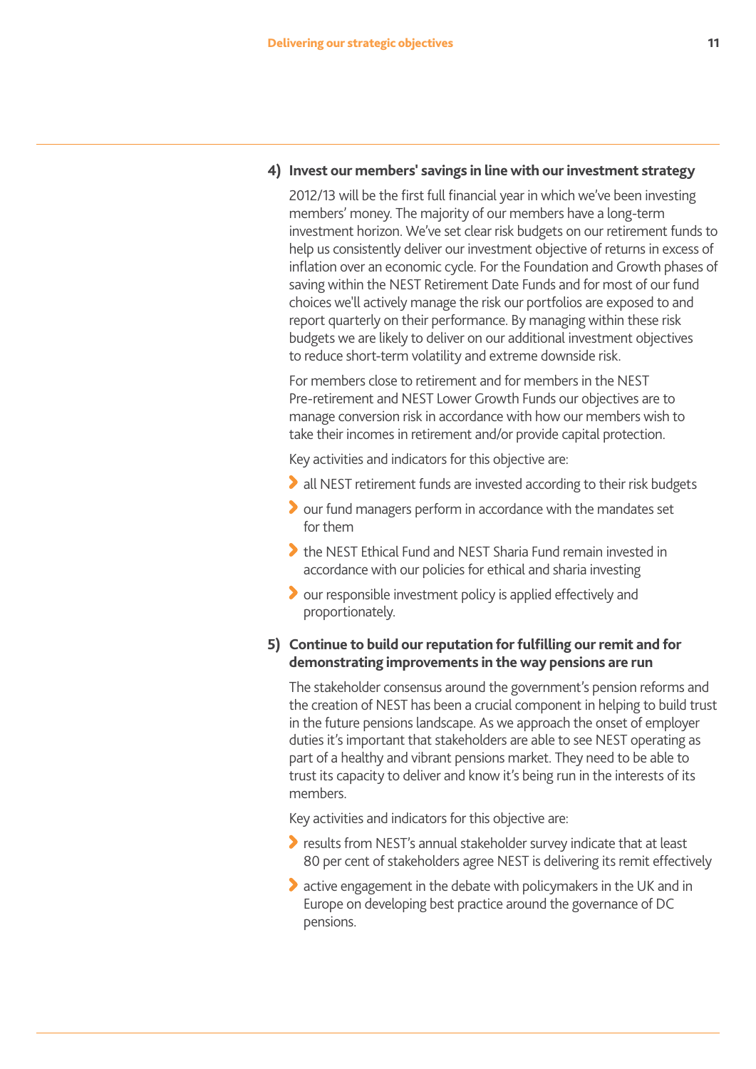**4) Invest our members' savings in line with our investment strategy**

2012/13 will be the first full financial year in which we've been investing members' money. The majority of our members have a long-term investment horizon. We've set clear risk budgets on our retirement funds to help us consistently deliver our investment objective of returns in excess of inflation over an economic cycle. For the Foundation and Growth phases of saving within the NEST Retirement Date Funds and for most of our fund choices we'll actively manage the risk our portfolios are exposed to and report quarterly on their performance. By managing within these risk budgets we are likely to deliver on our additional investment objectives to reduce short-term volatility and extreme downside risk.

For members close to retirement and for members in the NEST Pre-retirement and NEST Lower Growth Funds our objectives are to manage conversion risk in accordance with how our members wish to take their incomes in retirement and/or provide capital protection.

Key activities and indicators for this objective are:

- all NEST retirement funds are invested according to their risk budgets
- our fund managers perform in accordance with the mandates set for them
- the NEST Ethical Fund and NEST Sharia Fund remain invested in accordance with our policies for ethical and sharia investing
- our responsible investment policy is applied effectively and proportionately.

**5) Continue to build our reputation for fulfilling our remit and for demonstrating improvements in the way pensions are run**

The stakeholder consensus around the government's pension reforms and the creation of NEST has been a crucial component in helping to build trust in the future pensions landscape. As we approach the onset of employer duties it's important that stakeholders are able to see NEST operating as part of a healthy and vibrant pensions market. They need to be able to trust its capacity to deliver and know it's being run in the interests of its members.

Key activities and indicators for this objective are:

- results from NEST's annual stakeholder survey indicate that at least 80 per cent of stakeholders agree NEST is delivering its remit effectively
- active engagement in the debate with policymakers in the UK and in Europe on developing best practice around the governance of DC pensions.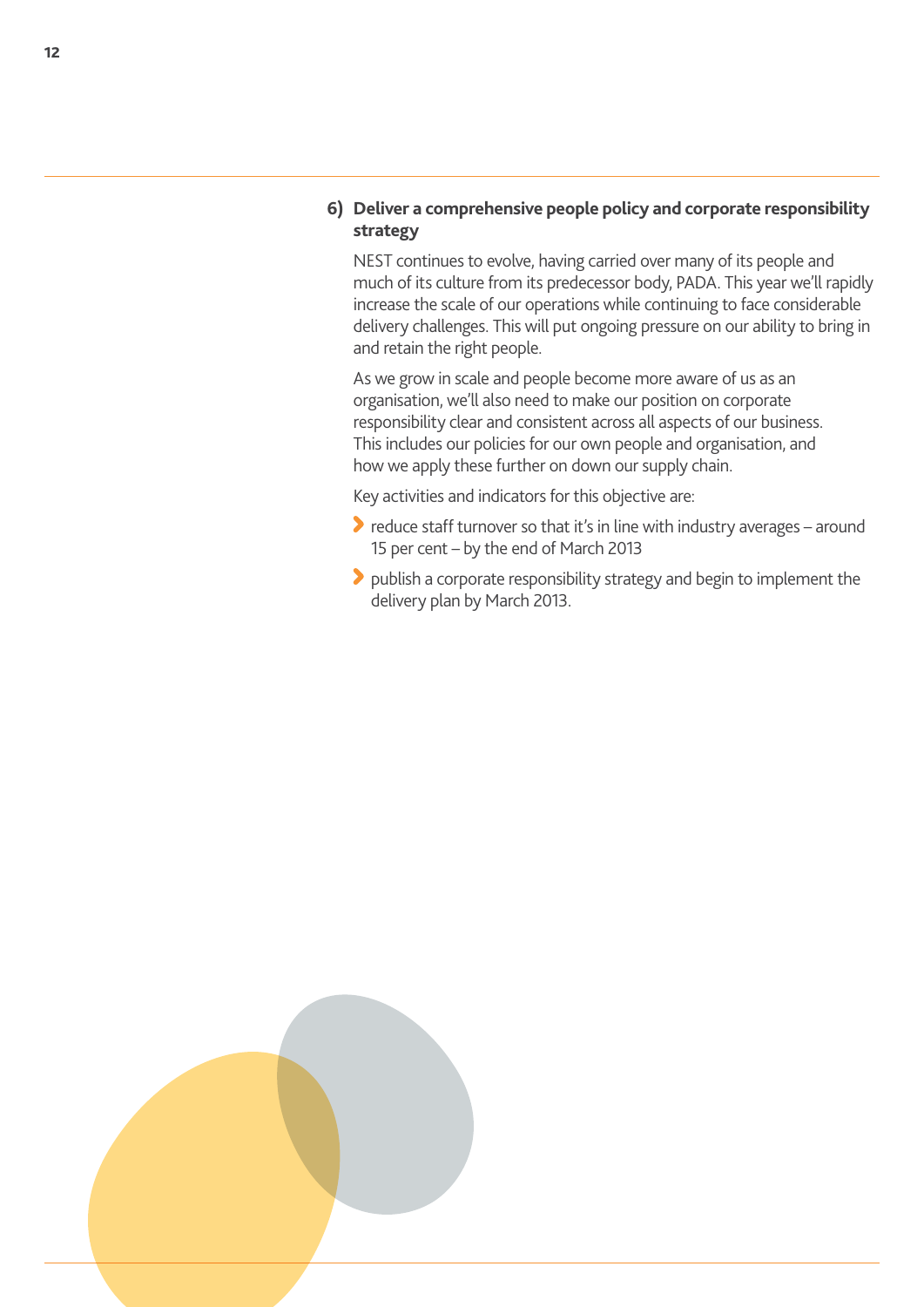### 6) Deliver a comprehensive people policy and corporate responsibility strategy

NEST continues to evolve, having carried over many of its people and much of its culture from its predecessor body, PADA. This year we'll rapidly increase the scale of our operations while continuing to face considerable delivery challenges. This will put ongoing pressure on our ability to bring in and retain the right people.

As we grow in scale and people become more aware of us as an organisation, we'll also need to make our position on corporate responsibility clear and consistent across all aspects of our business. This includes our policies for our own people and organisation, and how we apply these further on down our supply chain.

Key activities and indicators for this objective are:

- reduce staff turnover so that it's in line with industry averages – around 15 per cent – by the end of March 2013
- publish a corporate responsibility strategy and begin to implement the delivery plan by March 2013.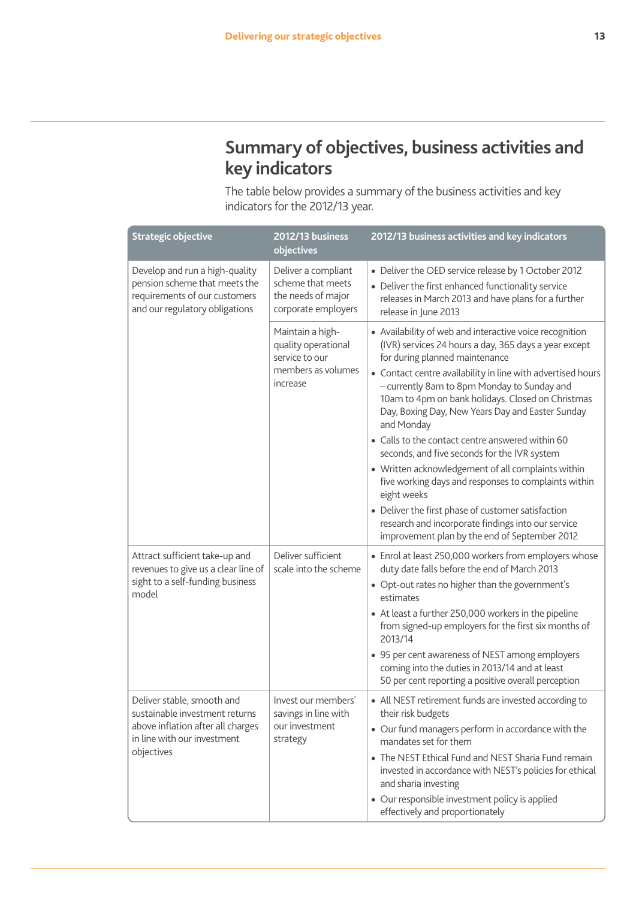## Summary of objectives, business activities and key indicators

The table below provides a summary of the business activities and key indicators for the 2012/13 year.

| Strategic objective | 2012/13 business objectives | 2012/13 business activities and key indicators |
|---|---|---|
| Develop and run a high-quality pension scheme that meets the requirements of our customers and our regulatory obligations | Deliver a compliant scheme that meets the needs of major corporate employers | • Deliver the OED service release by 1 October 2012<br>• Deliver the first enhanced functionality service releases in March 2013 and have plans for a further release in June 2013 |
| | Maintain a high-quality operational service to our members as volumes increase | • Availability of web and interactive voice recognition (IVR) services 24 hours a day, 365 days a year except for during planned maintenance<br>• Contact centre availability in line with advertised hours – currently 8am to 8pm Monday to Sunday and 10am to 4pm on bank holidays. Closed on Christmas Day, Boxing Day, New Years Day and Easter Sunday and Monday<br>• Calls to the contact centre answered within 60 seconds, and five seconds for the IVR system<br>• Written acknowledgement of all complaints within five working days and responses to complaints within eight weeks<br>• Deliver the first phase of customer satisfaction research and incorporate findings into our service improvement plan by the end of September 2012 |
| Attract sufficient take-up and revenues to give us a clear line of sight to a self-funding business model | Deliver sufficient scale into the scheme | • Enrol at least 250,000 workers from employers whose duty date falls before the end of March 2013<br>• Opt-out rates no higher than the government's estimates<br>• At least a further 250,000 workers in the pipeline from signed-up employers for the first six months of 2013/14<br>• 95 per cent awareness of NEST among employers coming into the duties in 2013/14 and at least 50 per cent reporting a positive overall perception |
| Deliver stable, smooth and sustainable investment returns above inflation after all charges in line with our investment objectives | Invest our members' savings in line with our investment strategy | • All NEST retirement funds are invested according to their risk budgets<br>• Our fund managers perform in accordance with the mandates set for them<br>• The NEST Ethical Fund and NEST Sharia Fund remain invested in accordance with NEST's policies for ethical and sharia investing<br>• Our responsible investment policy is applied effectively and proportionately |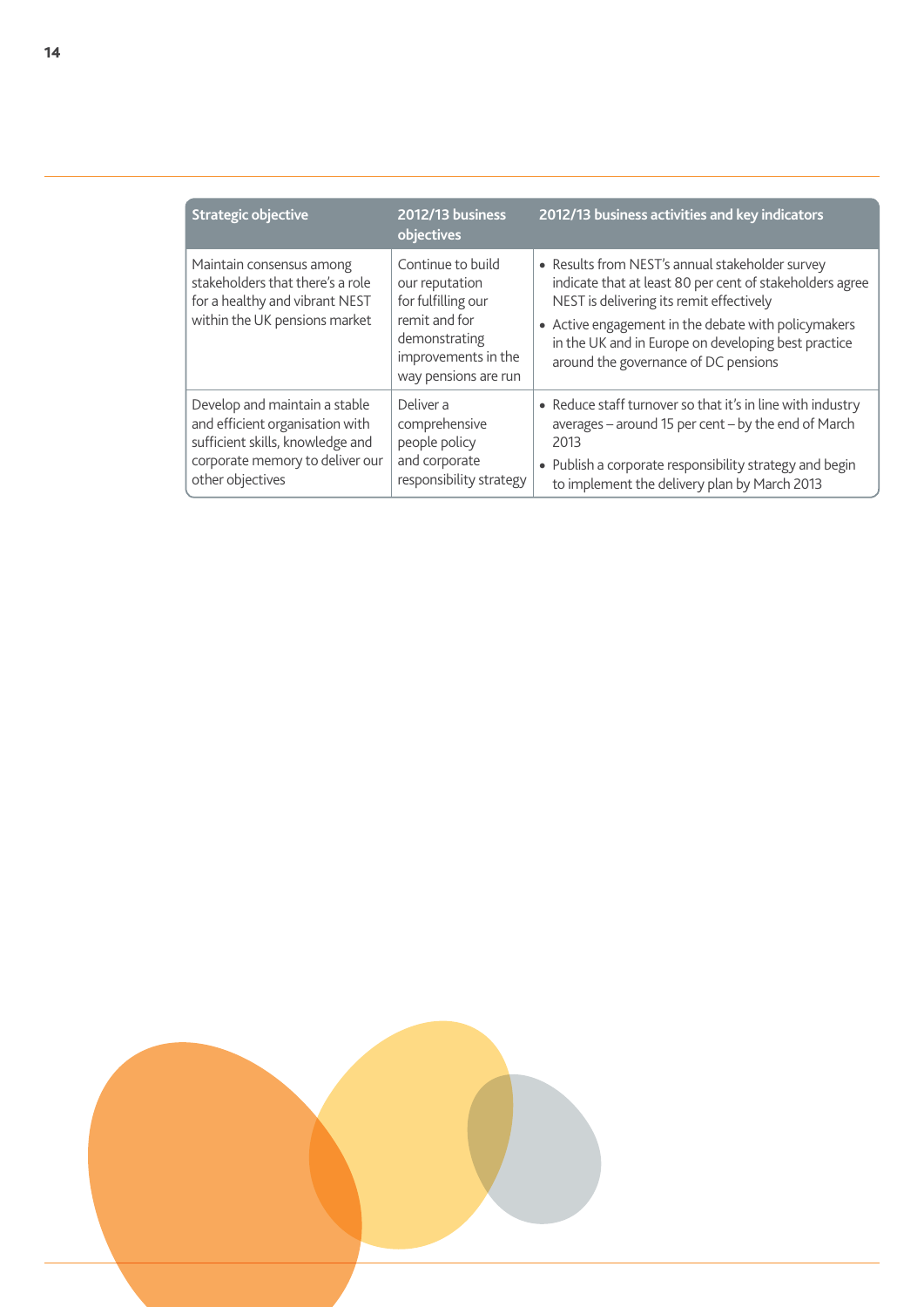| Strategic objective | 2012/13 business objectives | 2012/13 business activities and key indicators |
|---|---|---|
| Maintain consensus among stakeholders that there's a role for a healthy and vibrant NEST within the UK pensions market | Continue to build our reputation for fulfilling our remit and for demonstrating improvements in the way pensions are run | • Results from NEST's annual stakeholder survey indicate that at least 80 per cent of stakeholders agree NEST is delivering its remit effectively<br>• Active engagement in the debate with policymakers in the UK and in Europe on developing best practice around the governance of DC pensions |
| Develop and maintain a stable and efficient organisation with sufficient skills, knowledge and corporate memory to deliver our other objectives | Deliver a comprehensive people policy and corporate responsibility strategy | • Reduce staff turnover so that it's in line with industry averages – around 15 per cent – by the end of March 2013<br>• Publish a corporate responsibility strategy and begin to implement the delivery plan by March 2013 |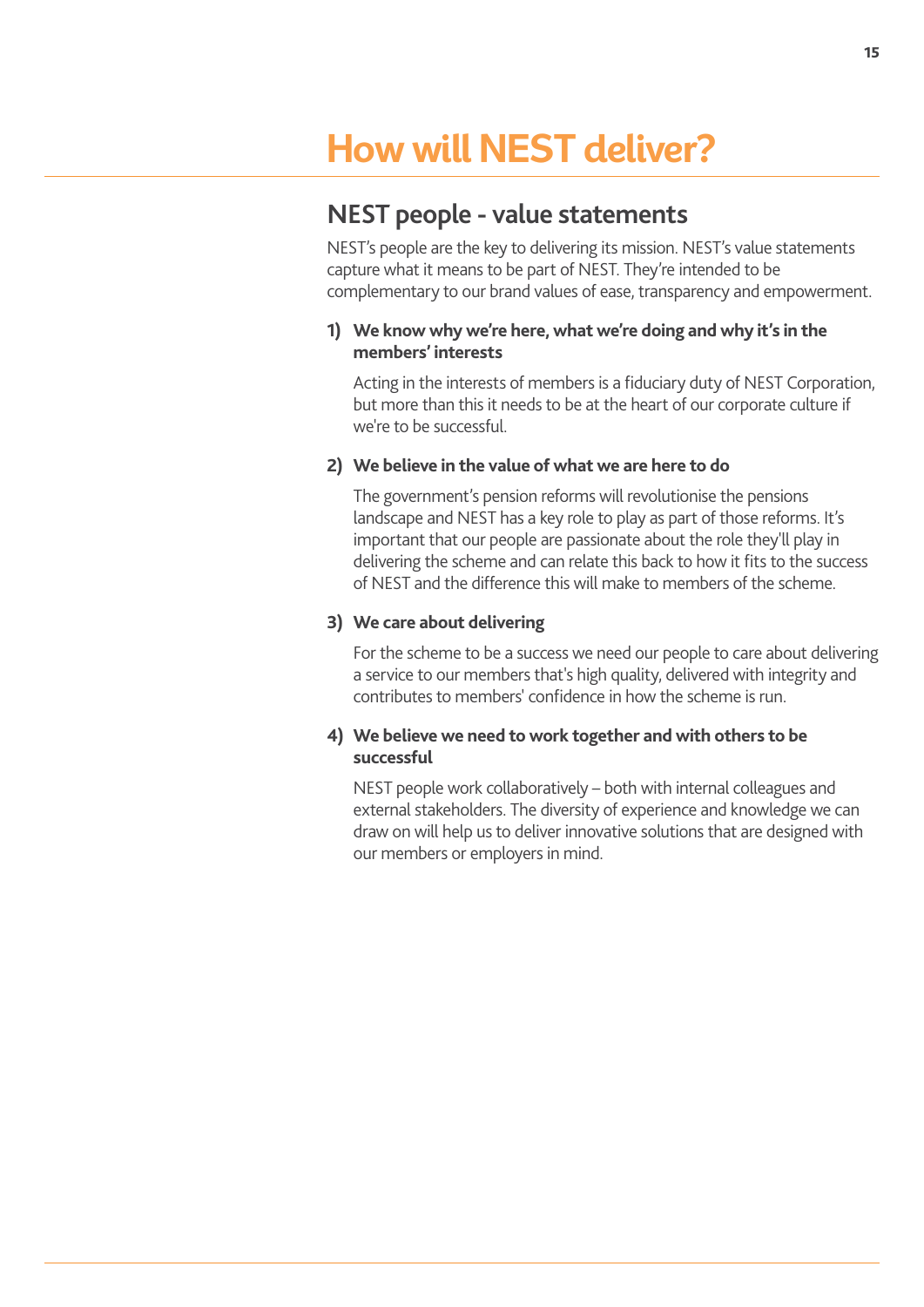# How will NEST deliver?

## NEST people - value statements

NEST's people are the key to delivering its mission. NEST's value statements capture what it means to be part of NEST. They're intended to be complementary to our brand values of ease, transparency and empowerment.

1) **We know why we're here, what we're doing and why it's in the members' interests**

   Acting in the interests of members is a fiduciary duty of NEST Corporation, but more than this it needs to be at the heart of our corporate culture if we're to be successful.

2) **We believe in the value of what we are here to do**

   The government's pension reforms will revolutionise the pensions landscape and NEST has a key role to play as part of those reforms. It's important that our people are passionate about the role they'll play in delivering the scheme and can relate this back to how it fits to the success of NEST and the difference this will make to members of the scheme.

3) **We care about delivering**

   For the scheme to be a success we need our people to care about delivering a service to our members that's high quality, delivered with integrity and contributes to members' confidence in how the scheme is run.

4) **We believe we need to work together and with others to be successful**

   NEST people work collaboratively – both with internal colleagues and external stakeholders. The diversity of experience and knowledge we can draw on will help us to deliver innovative solutions that are designed with our members or employers in mind.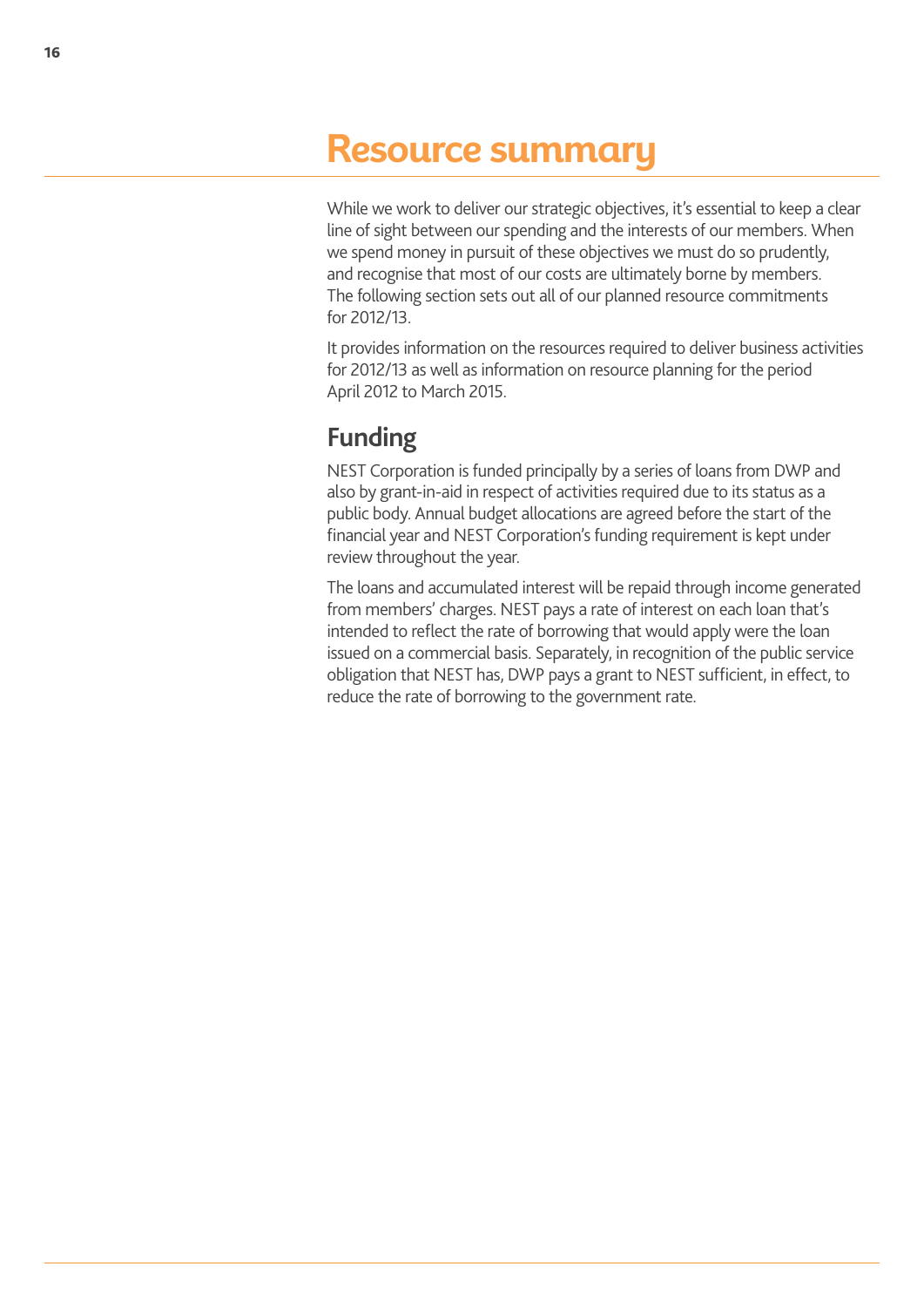# Resource summary

While we work to deliver our strategic objectives, it's essential to keep a clear line of sight between our spending and the interests of our members. When we spend money in pursuit of these objectives we must do so prudently, and recognise that most of our costs are ultimately borne by members. The following section sets out all of our planned resource commitments for 2012/13.

It provides information on the resources required to deliver business activities for 2012/13 as well as information on resource planning for the period April 2012 to March 2015.

## Funding

NEST Corporation is funded principally by a series of loans from DWP and also by grant-in-aid in respect of activities required due to its status as a public body. Annual budget allocations are agreed before the start of the financial year and NEST Corporation's funding requirement is kept under review throughout the year.

The loans and accumulated interest will be repaid through income generated from members' charges. NEST pays a rate of interest on each loan that's intended to reflect the rate of borrowing that would apply were the loan issued on a commercial basis. Separately, in recognition of the public service obligation that NEST has, DWP pays a grant to NEST sufficient, in effect, to reduce the rate of borrowing to the government rate.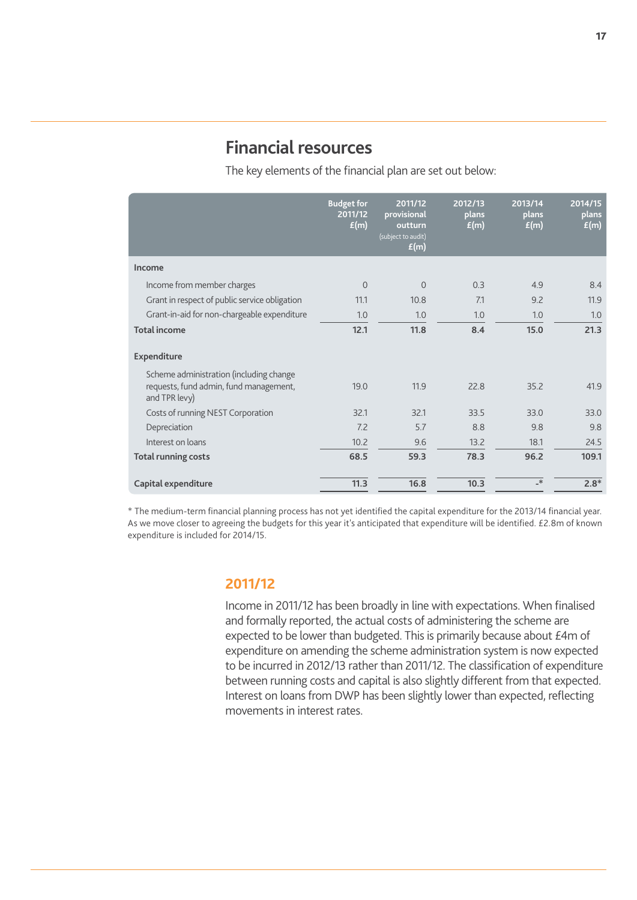## Financial resources

The key elements of the financial plan are set out below:

| | Budget for 2011/12 £(m) | 2011/12 provisional outturn (subject to audit) £(m) | 2012/13 plans £(m) | 2013/14 plans £(m) | 2014/15 plans £(m) |
|---|---|---|---|---|---|
| **Income** | | | | | |
| Income from member charges | 0 | 0 | 0.3 | 4.9 | 8.4 |
| Grant in respect of public service obligation | 11.1 | 10.8 | 7.1 | 9.2 | 11.9 |
| Grant-in-aid for non-chargeable expenditure | 1.0 | 1.0 | 1.0 | 1.0 | 1.0 |
| **Total income** | **12.1** | **11.8** | **8.4** | **15.0** | **21.3** |
| **Expenditure** | | | | | |
| Scheme administration (including change requests, fund admin, fund management, and TPR levy) | 19.0 | 11.9 | 22.8 | 35.2 | 41.9 |
| Costs of running NEST Corporation | 32.1 | 32.1 | 33.5 | 33.0 | 33.0 |
| Depreciation | 7.2 | 5.7 | 8.8 | 9.8 | 9.8 |
| Interest on loans | 10.2 | 9.6 | 13.2 | 18.1 | 24.5 |
| **Total running costs** | **68.5** | **59.3** | **78.3** | **96.2** | **109.1** |
| **Capital expenditure** | **11.3** | **16.8** | **10.3** | **-*** | **2.8*** |

* The medium-term financial planning process has not yet identified the capital expenditure for the 2013/14 financial year. As we move closer to agreeing the budgets for this year it's anticipated that expenditure will be identified. £2.8m of known expenditure is included for 2014/15.

### 2011/12

Income in 2011/12 has been broadly in line with expectations. When finalised and formally reported, the actual costs of administering the scheme are expected to be lower than budgeted. This is primarily because about £4m of expenditure on amending the scheme administration system is now expected to be incurred in 2012/13 rather than 2011/12. The classification of expenditure between running costs and capital is also slightly different from that expected. Interest on loans from DWP has been slightly lower than expected, reflecting movements in interest rates.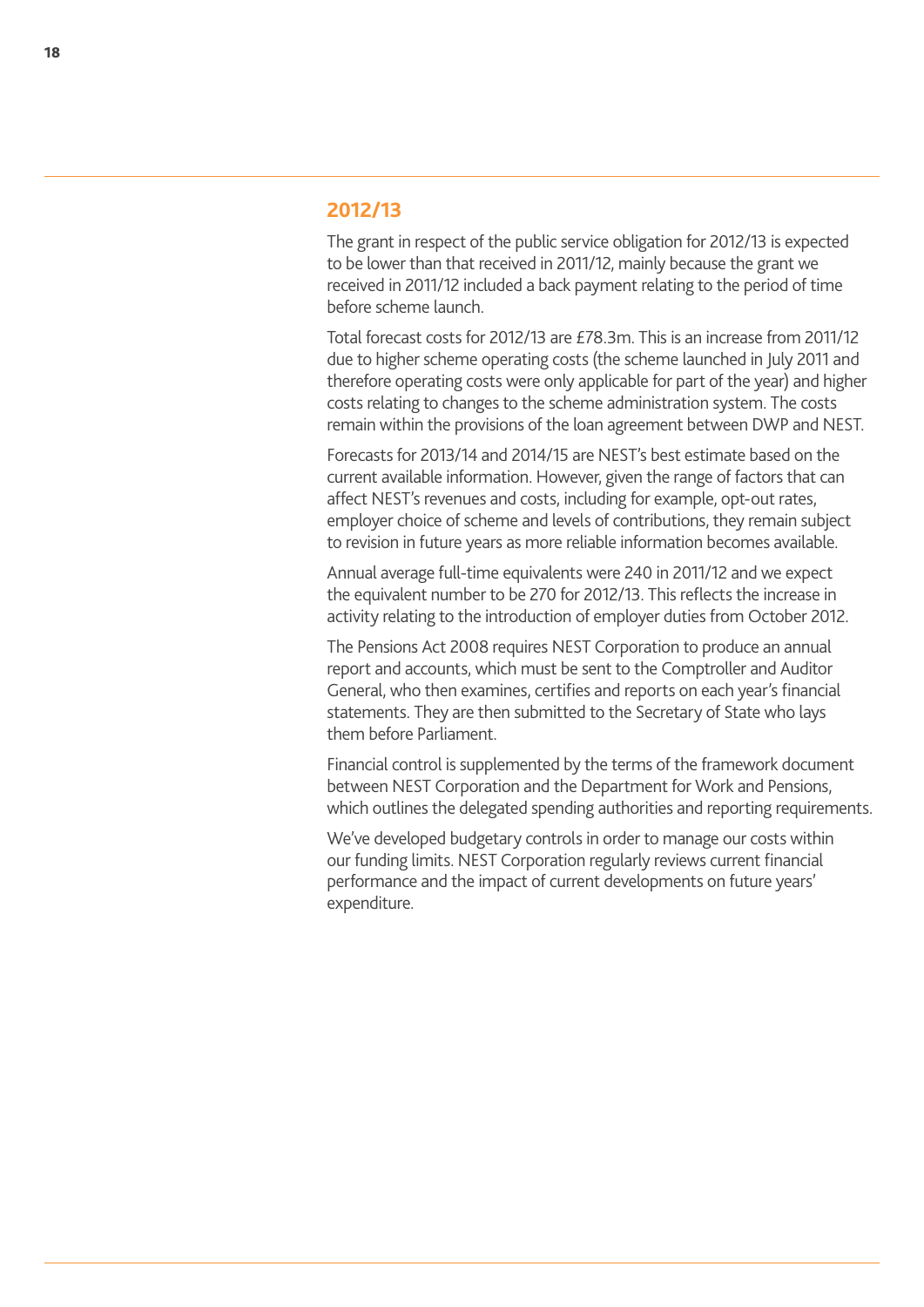## 2012/13

The grant in respect of the public service obligation for 2012/13 is expected to be lower than that received in 2011/12, mainly because the grant we received in 2011/12 included a back payment relating to the period of time before scheme launch.

Total forecast costs for 2012/13 are £78.3m. This is an increase from 2011/12 due to higher scheme operating costs (the scheme launched in July 2011 and therefore operating costs were only applicable for part of the year) and higher costs relating to changes to the scheme administration system. The costs remain within the provisions of the loan agreement between DWP and NEST.

Forecasts for 2013/14 and 2014/15 are NEST's best estimate based on the current available information. However, given the range of factors that can affect NEST's revenues and costs, including for example, opt-out rates, employer choice of scheme and levels of contributions, they remain subject to revision in future years as more reliable information becomes available.

Annual average full-time equivalents were 240 in 2011/12 and we expect the equivalent number to be 270 for 2012/13. This reflects the increase in activity relating to the introduction of employer duties from October 2012.

The Pensions Act 2008 requires NEST Corporation to produce an annual report and accounts, which must be sent to the Comptroller and Auditor General, who then examines, certifies and reports on each year's financial statements. They are then submitted to the Secretary of State who lays them before Parliament.

Financial control is supplemented by the terms of the framework document between NEST Corporation and the Department for Work and Pensions, which outlines the delegated spending authorities and reporting requirements.

We've developed budgetary controls in order to manage our costs within our funding limits. NEST Corporation regularly reviews current financial performance and the impact of current developments on future years' expenditure.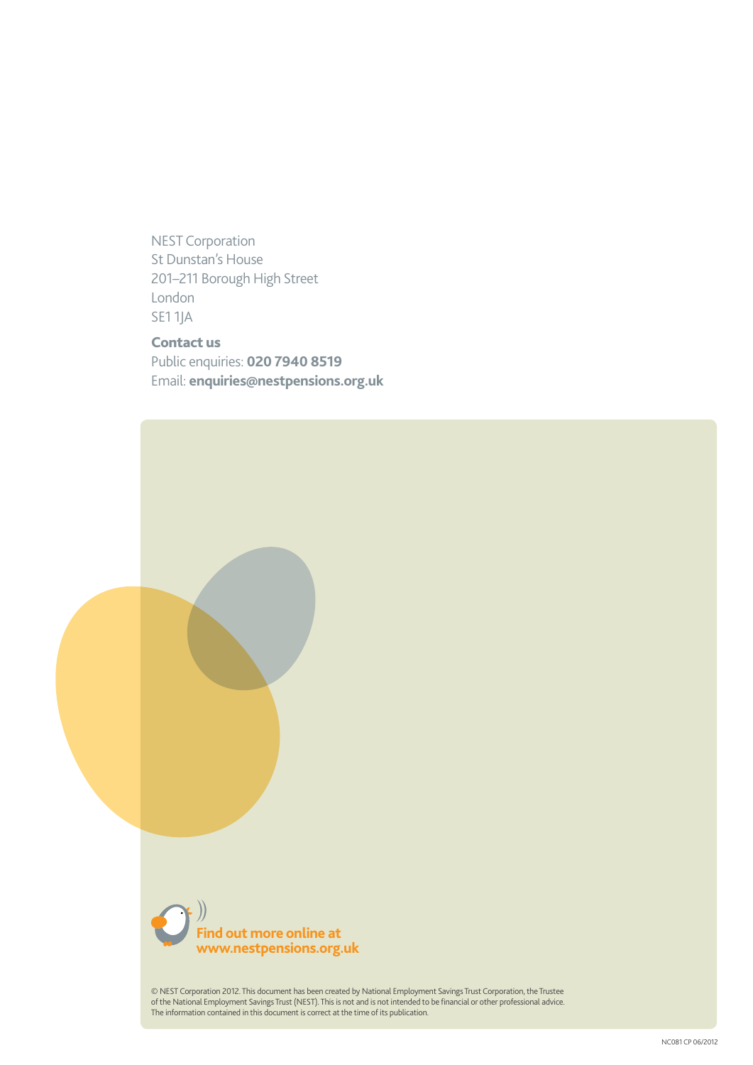NEST Corporation
St Dunstan's House
201–211 Borough High Street
London
SE1 1JA

**Contact us**
Public enquiries: **020 7940 8519**
Email: **enquiries@nestpensions.org.uk**

**Find out more online at www.nestpensions.org.uk**

© NEST Corporation 2012. This document has been created by National Employment Savings Trust Corporation, the Trustee of the National Employment Savings Trust (NEST). This is not and is not intended to be financial or other professional advice. The information contained in this document is correct at the time of its publication.

NC081 CP 06/2012